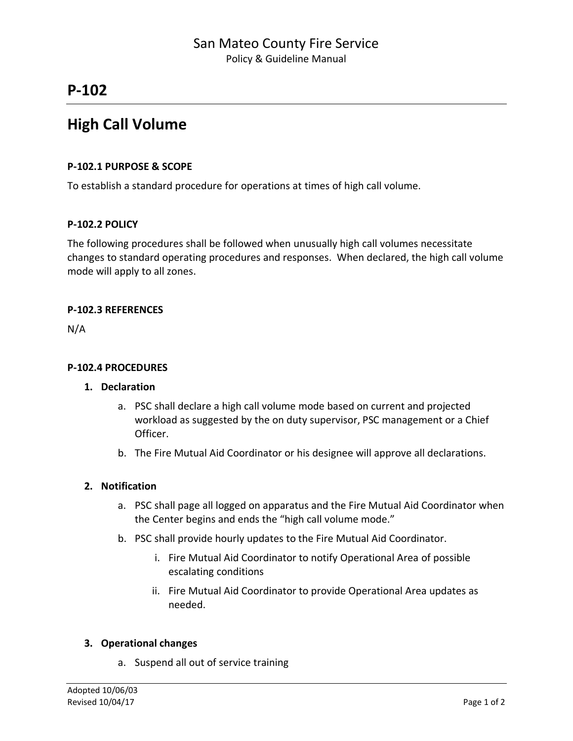San Mateo County Fire Service

Policy & Guideline Manual

# P-102

# High Call Volume

### P-102.1 PURPOSE & SCOPE

To establish a standard procedure for operations at times of high call volume.

### P-102.2 POLICY

The following procedures shall be followed when unusually high call volumes necessitate changes to standard operating procedures and responses. When declared, the high call volume mode will apply to all zones.

### P-102.3 REFERENCES

N/A

### P-102.4 PROCEDURES

1. **Declaration**
    a. PSC shall declare a high call volume mode based on current and projected workload as suggested by the on duty supervisor, PSC management or a Chief Officer.
    b. The Fire Mutual Aid Coordinator or his designee will approve all declarations.

2. **Notification**
    a. PSC shall page all logged on apparatus and the Fire Mutual Aid Coordinator when the Center begins and ends the "high call volume mode."
    b. PSC shall provide hourly updates to the Fire Mutual Aid Coordinator.
        i. Fire Mutual Aid Coordinator to notify Operational Area of possible escalating conditions
        ii. Fire Mutual Aid Coordinator to provide Operational Area updates as needed.

3. **Operational changes**
    a. Suspend all out of service training

Adopted 10/06/03

Revised 10/04/17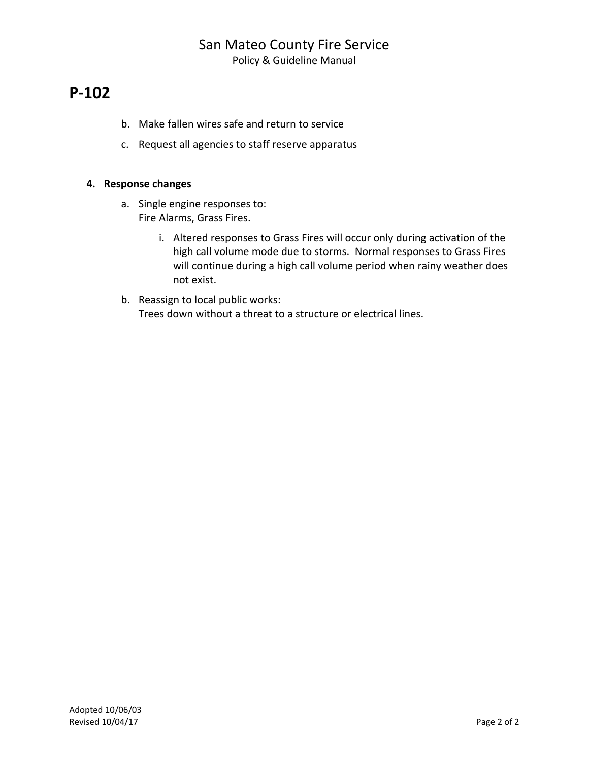b. Make fallen wires safe and return to service

c. Request all agencies to staff reserve apparatus

**4. Response changes**

a. Single engine responses to:
   Fire Alarms, Grass Fires.

   i. Altered responses to Grass Fires will occur only during activation of the high call volume mode due to storms. Normal responses to Grass Fires will continue during a high call volume period when rainy weather does not exist.

b. Reassign to local public works:
   Trees down without a threat to a structure or electrical lines.

Adopted 10/06/03
Revised 10/04/17